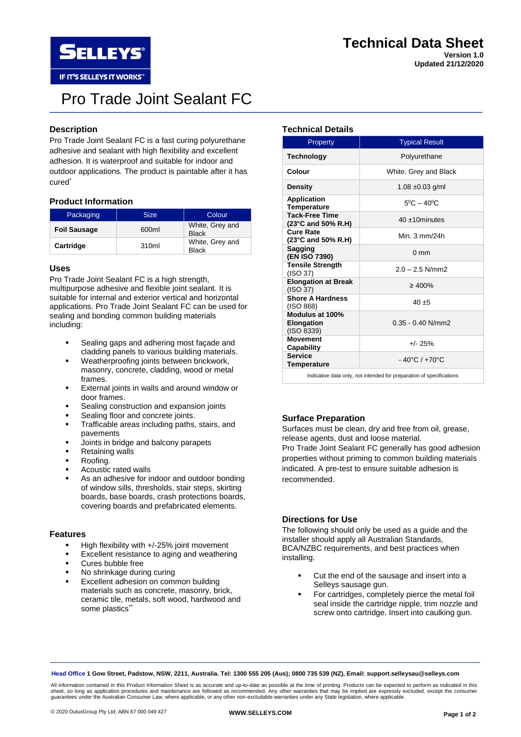# Technical Data Sheet

**Version 1.0**
**Updated 21/12/2020**

# Pro Trade Joint Sealant FC

## Description

Pro Trade Joint Sealant FC is a fast curing polyurethane adhesive and sealant with high flexibility and excellent adhesion. It is waterproof and suitable for indoor and outdoor applications. The product is paintable after it has cured*

## Product Information

| Packaging | Size | Colour |
|---|---|---|
| **Foil Sausage** | 600ml | White, Grey and Black |
| **Cartridge** | 310ml | White, Grey and Black |

## Uses

Pro Trade Joint Sealant FC is a high strength, multipurpose adhesive and flexible joint sealant. It is suitable for internal and exterior vertical and horizontal applications. Pro Trade Joint Sealant FC can be used for sealing and bonding common building materials including:

- Sealing gaps and adhering most façade and cladding panels to various building materials.
- Weatherproofing joints between brickwork, masonry, concrete, cladding, wood or metal frames.
- External joints in walls and around window or door frames.
- Sealing construction and expansion joints
- Sealing floor and concrete joints.
- Trafficable areas including paths, stairs, and pavements
- Joints in bridge and balcony parapets
- Retaining walls
- Roofing.
- Acoustic rated walls
- As an adhesive for indoor and outdoor bonding of window sills, thresholds, stair steps, skirting boards, base boards, crash protections boards, covering boards and prefabricated elements.

## Features

- High flexibility with +/-25% joint movement
- Excellent resistance to aging and weathering
- Cures bubble free
- No shrinkage during curing
- Excellent adhesion on common building materials such as concrete, masonry, brick, ceramic tile, metals, soft wood, hardwood and some plastics**

## Technical Details

| Property | Typical Result |
|---|---|
| **Technology** | Polyurethane |
| **Colour** | White, Grey and Black |
| **Density** | 1.08 ±0.03 g/ml |
| **Application Temperature** | 5°C – 40°C |
| **Tack-Free Time (23°C and 50% R.H)** | 40 ±10minutes |
| **Cure Rate (23°C and 50% R.H)** | Min. 3 mm/24h |
| **Sagging (EN ISO 7390)** | 0 mm |
| **Tensile Strength** (ISO 37) | 2.0 – 2.5 N/mm2 |
| **Elongation at Break** (ISO 37) | ≥ 400% |
| **Shore A Hardness** (ISO 868) | 40 ±5 |
| **Modulus at 100% Elongation** (ISO 8339) | 0.35 - 0.40 N/mm2 |
| **Movement Capability** | +/- 25% |
| **Service Temperature** | - 40°C / +70°C |

Indicative data only, not intended for preparation of specifications

## Surface Preparation

Surfaces must be clean, dry and free from oil, grease, release agents, dust and loose material.
Pro Trade Joint Sealant FC generally has good adhesion properties without priming to common building materials indicated. A pre-test to ensure suitable adhesion is recommended.

## Directions for Use

The following should only be used as a guide and the installer should apply all Australian Standards, BCA/NZBC requirements, and best practices when installing.

- Cut the end of the sausage and insert into a Selleys sausage gun.
- For cartridges, completely pierce the metal foil seal inside the cartridge nipple, trim nozzle and screw onto cartridge. Insert into caulking gun.

**Head Office 1 Gow Street, Padstow, NSW, 2211, Australia. Tel: 1300 555 205 (Aus); 0800 735 539 (NZ), Email: support.selleysau@selleys.com**

All information contained in this Product Information Sheet is as accurate and up-to-date as possible at the time of printing. Products can be expected to perform as indicated in this sheet, so long as application procedures and maintenance are followed as recommended. Any other warranties that may be implied are expressly excluded, except the consumer guarantees under the Australian Consumer Law, where applicable, or any other non-excludable warranties under any State legislation, where applicable.

© 2020 DuluxGroup Pty Ltd; ABN 67 000 049 427

**WWW.SELLEYS.COM**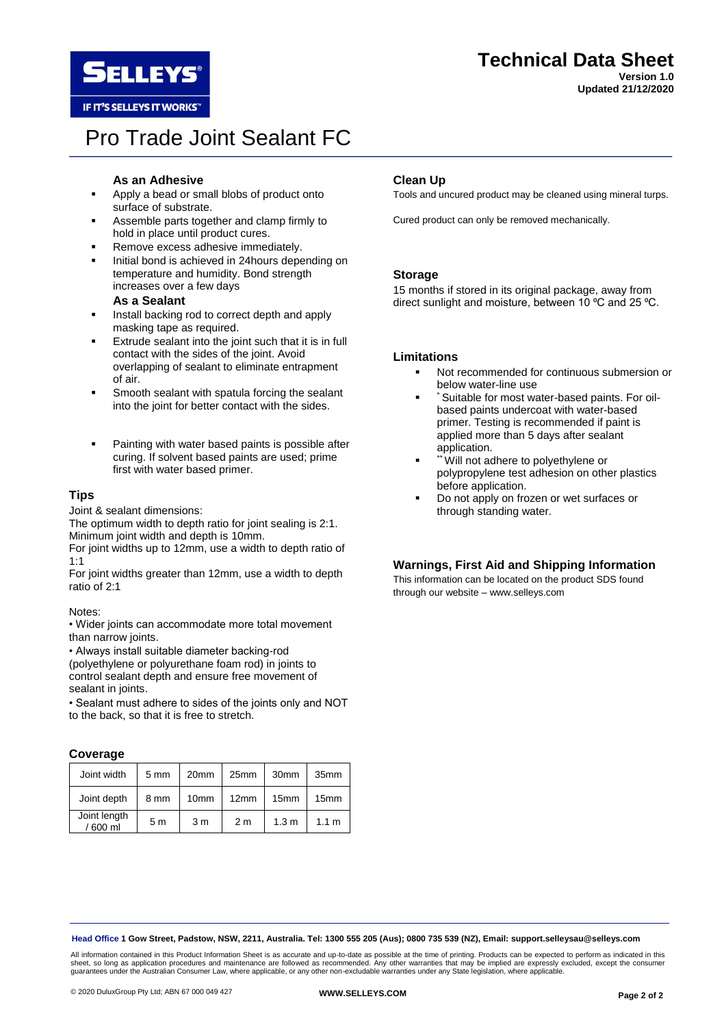# Technical Data Sheet

**Version 1.0**
**Updated 21/12/2020**

# Pro Trade Joint Sealant FC

### As an Adhesive

- Apply a bead or small blobs of product onto surface of substrate.
- Assemble parts together and clamp firmly to hold in place until product cures.
- Remove excess adhesive immediately.
- Initial bond is achieved in 24hours depending on temperature and humidity. Bond strength increases over a few days

### As a Sealant

- Install backing rod to correct depth and apply masking tape as required.
- Extrude sealant into the joint such that it is in full contact with the sides of the joint. Avoid overlapping of sealant to eliminate entrapment of air.
- Smooth sealant with spatula forcing the sealant into the joint for better contact with the sides.
- Painting with water based paints is possible after curing. If solvent based paints are used; prime first with water based primer.

## Tips

Joint & sealant dimensions:

The optimum width to depth ratio for joint sealing is 2:1.
Minimum joint width and depth is 10mm.
For joint widths up to 12mm, use a width to depth ratio of 1:1
For joint widths greater than 12mm, use a width to depth ratio of 2:1

Notes:

• Wider joints can accommodate more total movement than narrow joints.

• Always install suitable diameter backing-rod (polyethylene or polyurethane foam rod) in joints to control sealant depth and ensure free movement of sealant in joints.

• Sealant must adhere to sides of the joints only and NOT to the back, so that it is free to stretch.

## Coverage

| | | | | | |
|---|---|---|---|---|---|
| Joint width | 5 mm | 20mm | 25mm | 30mm | 35mm |
| Joint depth | 8 mm | 10mm | 12mm | 15mm | 15mm |
| Joint length / 600 ml | 5 m | 3 m | 2 m | 1.3 m | 1.1 m |

## Clean Up

Tools and uncured product may be cleaned using mineral turps.

Cured product can only be removed mechanically.

## Storage

15 months if stored in its original package, away from direct sunlight and moisture, between 10 ºC and 25 ºC.

## Limitations

- Not recommended for continuous submersion or below water-line use
- [*] Suitable for most water-based paints. For oil-based paints undercoat with water-based primer. Testing is recommended if paint is applied more than 5 days after sealant application.
- [**] Will not adhere to polyethylene or polypropylene test adhesion on other plastics before application.
- Do not apply on frozen or wet surfaces or through standing water.

## Warnings, First Aid and Shipping Information

This information can be located on the product SDS found through our website – www.selleys.com

**Head Office 1 Gow Street, Padstow, NSW, 2211, Australia. Tel: 1300 555 205 (Aus); 0800 735 539 (NZ), Email: support.selleysau@selleys.com**

All information contained in this Product Information Sheet is as accurate and up-to-date as possible at the time of printing. Products can be expected to perform as indicated in this sheet, so long as application procedures and maintenance are followed as recommended. Any other warranties that may be implied are expressly excluded, except the consumer guarantees under the Australian Consumer Law, where applicable, or any other non-excludable warranties under any State legislation, where applicable.

© 2020 DuluxGroup Pty Ltd; ABN 67 000 049 427

**WWW.SELLEYS.COM**